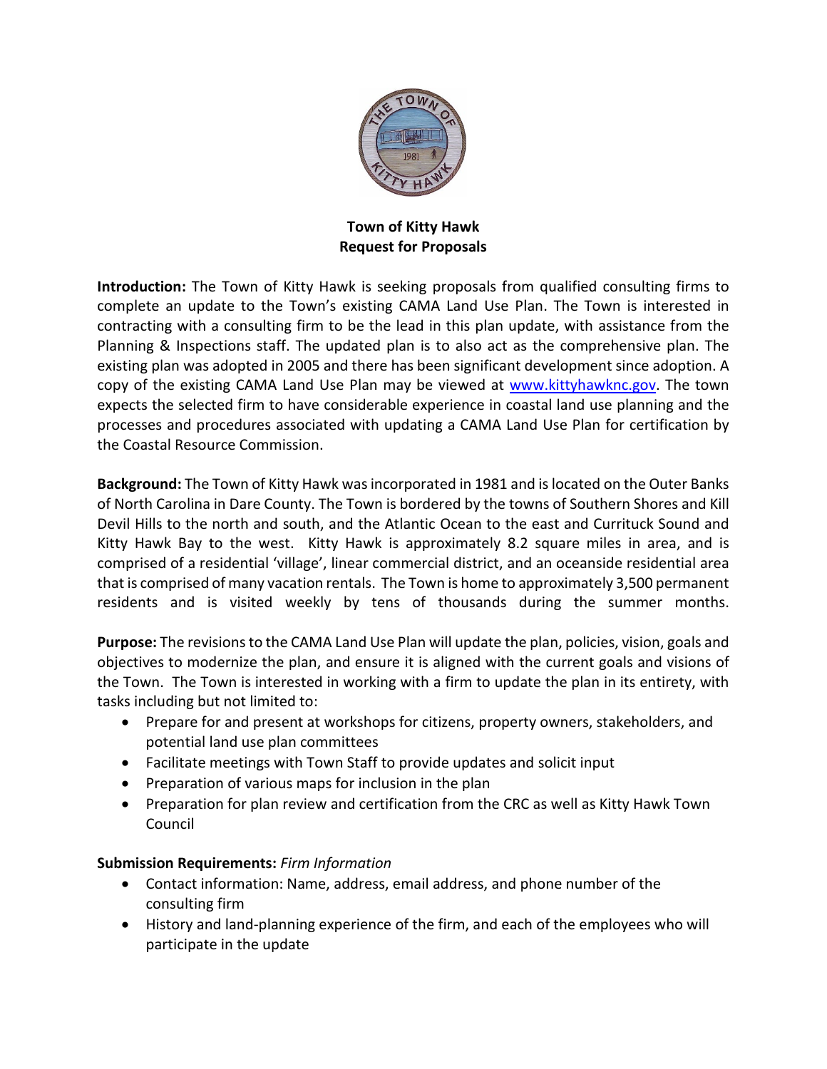**Town of Kitty Hawk**
**Request for Proposals**

**Introduction:** The Town of Kitty Hawk is seeking proposals from qualified consulting firms to complete an update to the Town's existing CAMA Land Use Plan. The Town is interested in contracting with a consulting firm to be the lead in this plan update, with assistance from the Planning & Inspections staff. The updated plan is to also act as the comprehensive plan. The existing plan was adopted in 2005 and there has been significant development since adoption. A copy of the existing CAMA Land Use Plan may be viewed at [www.kittyhawknc.gov](www.kittyhawknc.gov). The town expects the selected firm to have considerable experience in coastal land use planning and the processes and procedures associated with updating a CAMA Land Use Plan for certification by the Coastal Resource Commission.

**Background:** The Town of Kitty Hawk was incorporated in 1981 and is located on the Outer Banks of North Carolina in Dare County. The Town is bordered by the towns of Southern Shores and Kill Devil Hills to the north and south, and the Atlantic Ocean to the east and Currituck Sound and Kitty Hawk Bay to the west. Kitty Hawk is approximately 8.2 square miles in area, and is comprised of a residential 'village', linear commercial district, and an oceanside residential area that is comprised of many vacation rentals. The Town is home to approximately 3,500 permanent residents and is visited weekly by tens of thousands during the summer months.

**Purpose:** The revisions to the CAMA Land Use Plan will update the plan, policies, vision, goals and objectives to modernize the plan, and ensure it is aligned with the current goals and visions of the Town. The Town is interested in working with a firm to update the plan in its entirety, with tasks including but not limited to:

- Prepare for and present at workshops for citizens, property owners, stakeholders, and potential land use plan committees
- Facilitate meetings with Town Staff to provide updates and solicit input
- Preparation of various maps for inclusion in the plan
- Preparation for plan review and certification from the CRC as well as Kitty Hawk Town Council

**Submission Requirements:** *Firm Information*

- Contact information: Name, address, email address, and phone number of the consulting firm
- History and land-planning experience of the firm, and each of the employees who will participate in the update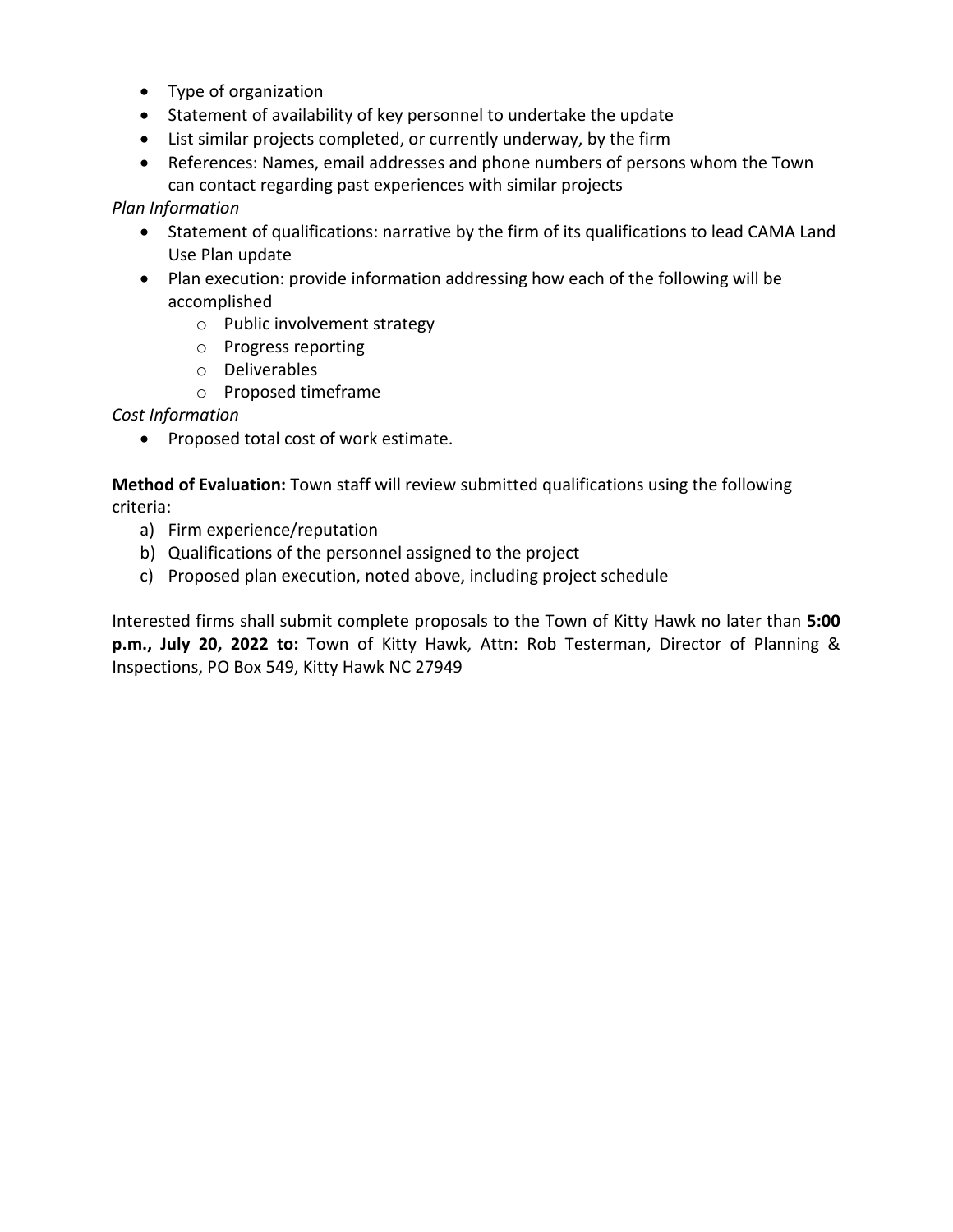- Type of organization
- Statement of availability of key personnel to undertake the update
- List similar projects completed, or currently underway, by the firm
- References: Names, email addresses and phone numbers of persons whom the Town can contact regarding past experiences with similar projects

*Plan Information*

- Statement of qualifications: narrative by the firm of its qualifications to lead CAMA Land Use Plan update
- Plan execution: provide information addressing how each of the following will be accomplished
  - Public involvement strategy
  - Progress reporting
  - Deliverables
  - Proposed timeframe

*Cost Information*

- Proposed total cost of work estimate.

**Method of Evaluation:** Town staff will review submitted qualifications using the following criteria:

a) Firm experience/reputation
b) Qualifications of the personnel assigned to the project
c) Proposed plan execution, noted above, including project schedule

Interested firms shall submit complete proposals to the Town of Kitty Hawk no later than **5:00 p.m., July 20, 2022 to:** Town of Kitty Hawk, Attn: Rob Testerman, Director of Planning & Inspections, PO Box 549, Kitty Hawk NC 27949